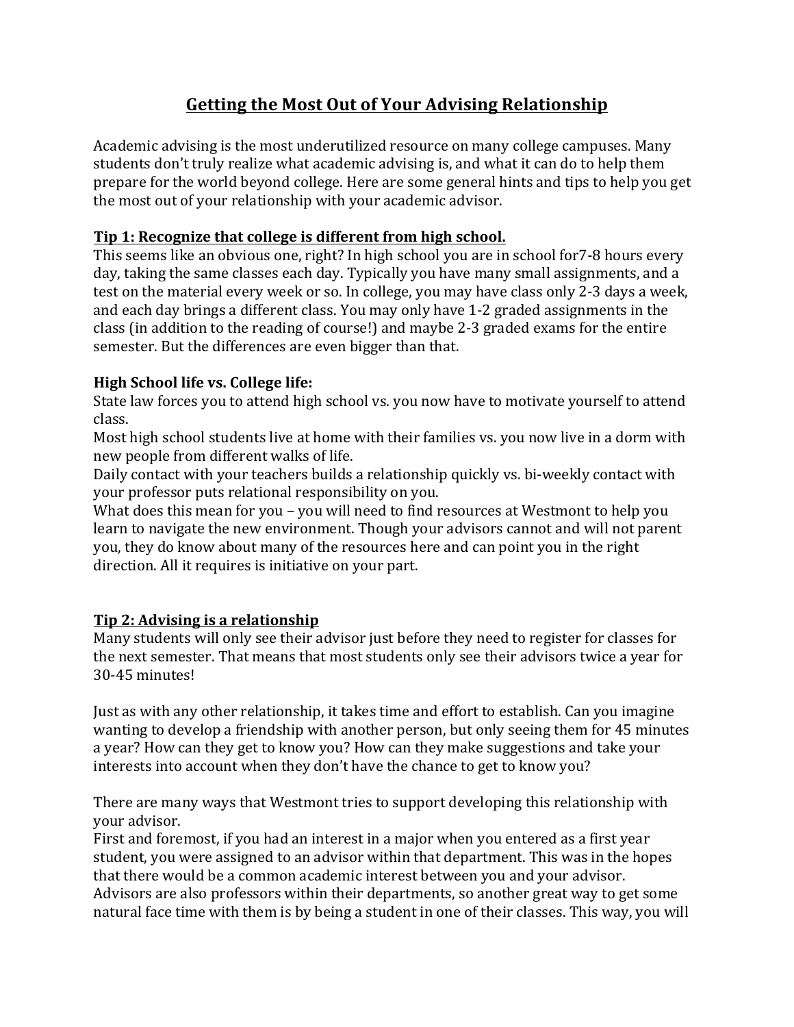# Getting the Most Out of Your Advising Relationship

Academic advising is the most underutilized resource on many college campuses. Many students don't truly realize what academic advising is, and what it can do to help them prepare for the world beyond college. Here are some general hints and tips to help you get the most out of your relationship with your academic advisor.

## Tip 1: Recognize that college is different from high school.

This seems like an obvious one, right? In high school you are in school for7-8 hours every day, taking the same classes each day. Typically you have many small assignments, and a test on the material every week or so. In college, you may have class only 2-3 days a week, and each day brings a different class. You may only have 1-2 graded assignments in the class (in addition to the reading of course!) and maybe 2-3 graded exams for the entire semester. But the differences are even bigger than that.

**High School life vs. College life:**

State law forces you to attend high school vs. you now have to motivate yourself to attend class.

Most high school students live at home with their families vs. you now live in a dorm with new people from different walks of life.

Daily contact with your teachers builds a relationship quickly vs. bi-weekly contact with your professor puts relational responsibility on you.

What does this mean for you – you will need to find resources at Westmont to help you learn to navigate the new environment. Though your advisors cannot and will not parent you, they do know about many of the resources here and can point you in the right direction. All it requires is initiative on your part.

## Tip 2: Advising is a relationship

Many students will only see their advisor just before they need to register for classes for the next semester. That means that most students only see their advisors twice a year for 30-45 minutes!

Just as with any other relationship, it takes time and effort to establish. Can you imagine wanting to develop a friendship with another person, but only seeing them for 45 minutes a year? How can they get to know you? How can they make suggestions and take your interests into account when they don't have the chance to get to know you?

There are many ways that Westmont tries to support developing this relationship with your advisor.

First and foremost, if you had an interest in a major when you entered as a first year student, you were assigned to an advisor within that department. This was in the hopes that there would be a common academic interest between you and your advisor. Advisors are also professors within their departments, so another great way to get some natural face time with them is by being a student in one of their classes. This way, you will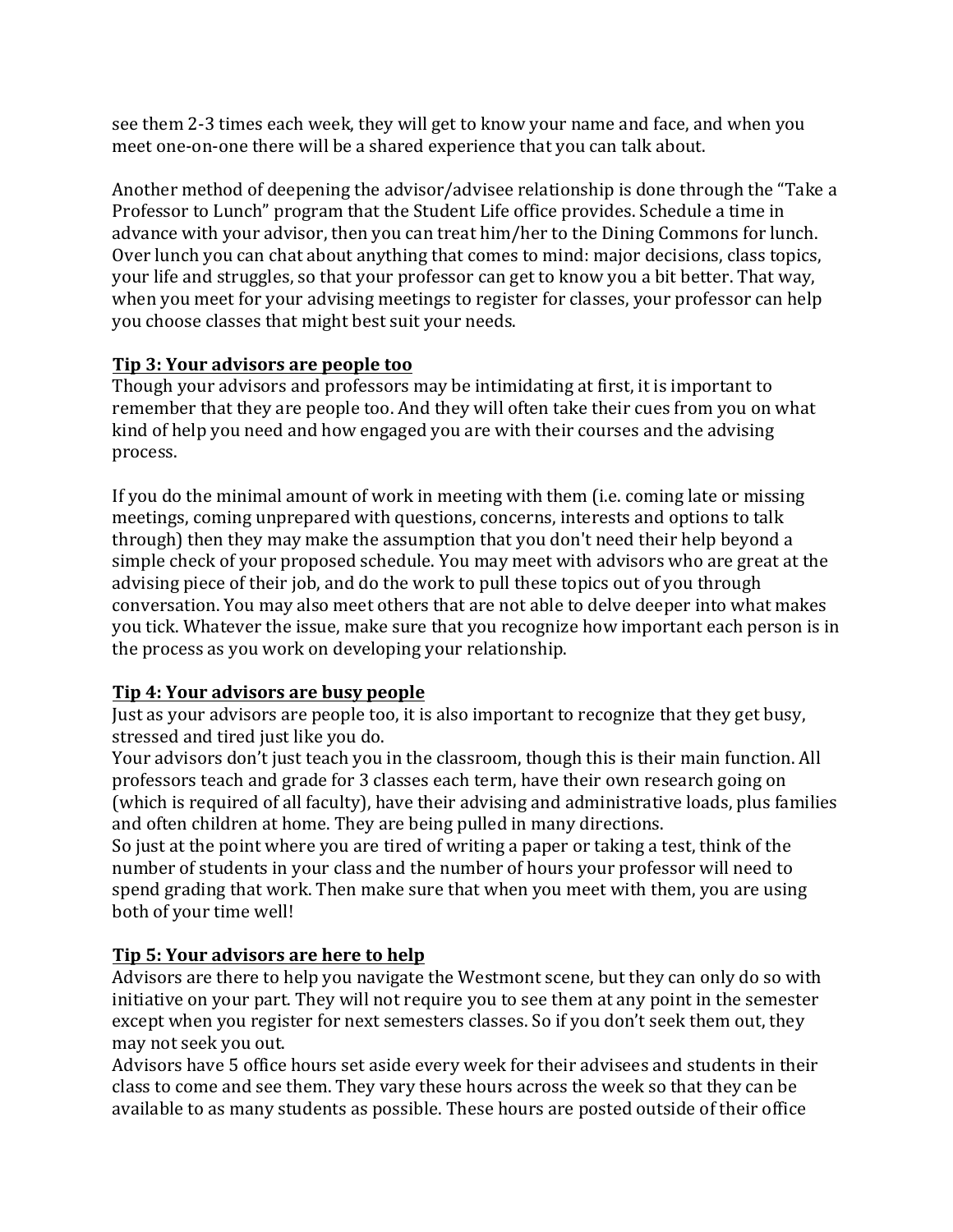see them 2-3 times each week, they will get to know your name and face, and when you meet one-on-one there will be a shared experience that you can talk about.

Another method of deepening the advisor/advisee relationship is done through the "Take a Professor to Lunch" program that the Student Life office provides. Schedule a time in advance with your advisor, then you can treat him/her to the Dining Commons for lunch. Over lunch you can chat about anything that comes to mind: major decisions, class topics, your life and struggles, so that your professor can get to know you a bit better. That way, when you meet for your advising meetings to register for classes, your professor can help you choose classes that might best suit your needs.

**Tip 3: Your advisors are people too**

Though your advisors and professors may be intimidating at first, it is important to remember that they are people too. And they will often take their cues from you on what kind of help you need and how engaged you are with their courses and the advising process.

If you do the minimal amount of work in meeting with them (i.e. coming late or missing meetings, coming unprepared with questions, concerns, interests and options to talk through) then they may make the assumption that you don't need their help beyond a simple check of your proposed schedule. You may meet with advisors who are great at the advising piece of their job, and do the work to pull these topics out of you through conversation. You may also meet others that are not able to delve deeper into what makes you tick. Whatever the issue, make sure that you recognize how important each person is in the process as you work on developing your relationship.

**Tip 4: Your advisors are busy people**

Just as your advisors are people too, it is also important to recognize that they get busy, stressed and tired just like you do.

Your advisors don't just teach you in the classroom, though this is their main function. All professors teach and grade for 3 classes each term, have their own research going on (which is required of all faculty), have their advising and administrative loads, plus families and often children at home. They are being pulled in many directions.

So just at the point where you are tired of writing a paper or taking a test, think of the number of students in your class and the number of hours your professor will need to spend grading that work. Then make sure that when you meet with them, you are using both of your time well!

**Tip 5: Your advisors are here to help**

Advisors are there to help you navigate the Westmont scene, but they can only do so with initiative on your part. They will not require you to see them at any point in the semester except when you register for next semesters classes. So if you don't seek them out, they may not seek you out.

Advisors have 5 office hours set aside every week for their advisees and students in their class to come and see them. They vary these hours across the week so that they can be available to as many students as possible. These hours are posted outside of their office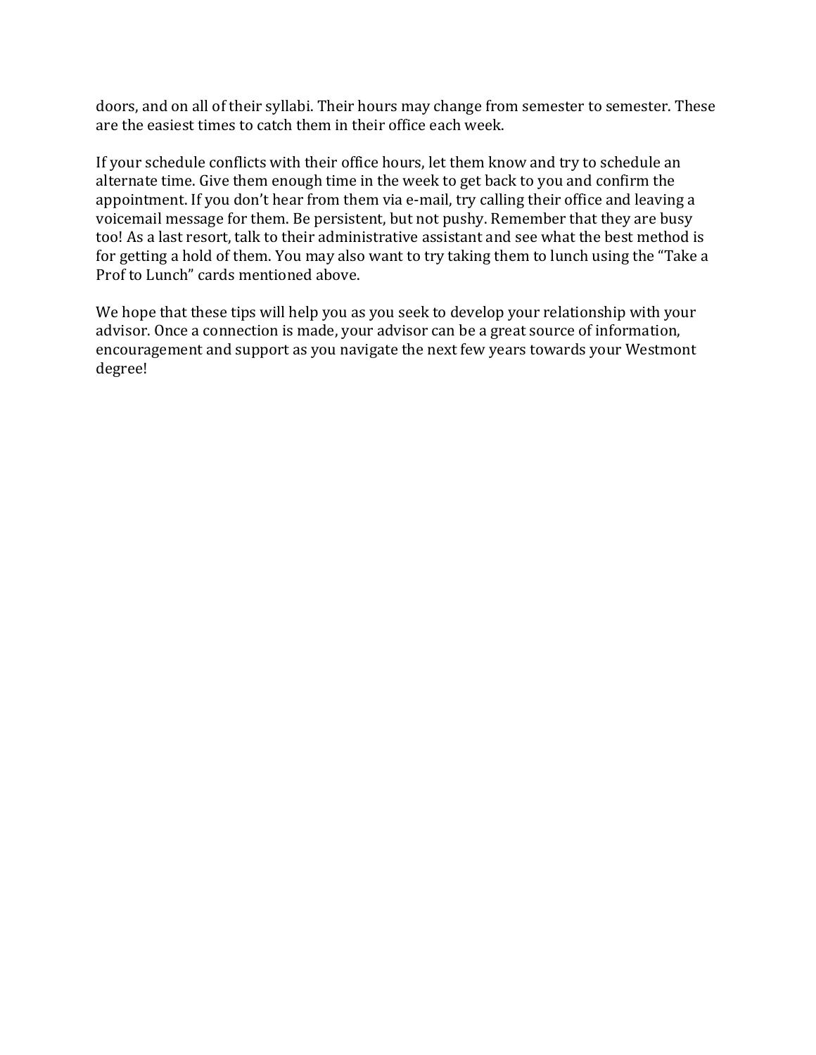doors, and on all of their syllabi. Their hours may change from semester to semester. These are the easiest times to catch them in their office each week.

If your schedule conflicts with their office hours, let them know and try to schedule an alternate time. Give them enough time in the week to get back to you and confirm the appointment. If you don't hear from them via e-mail, try calling their office and leaving a voicemail message for them. Be persistent, but not pushy. Remember that they are busy too! As a last resort, talk to their administrative assistant and see what the best method is for getting a hold of them. You may also want to try taking them to lunch using the "Take a Prof to Lunch" cards mentioned above.

We hope that these tips will help you as you seek to develop your relationship with your advisor. Once a connection is made, your advisor can be a great source of information, encouragement and support as you navigate the next few years towards your Westmont degree!